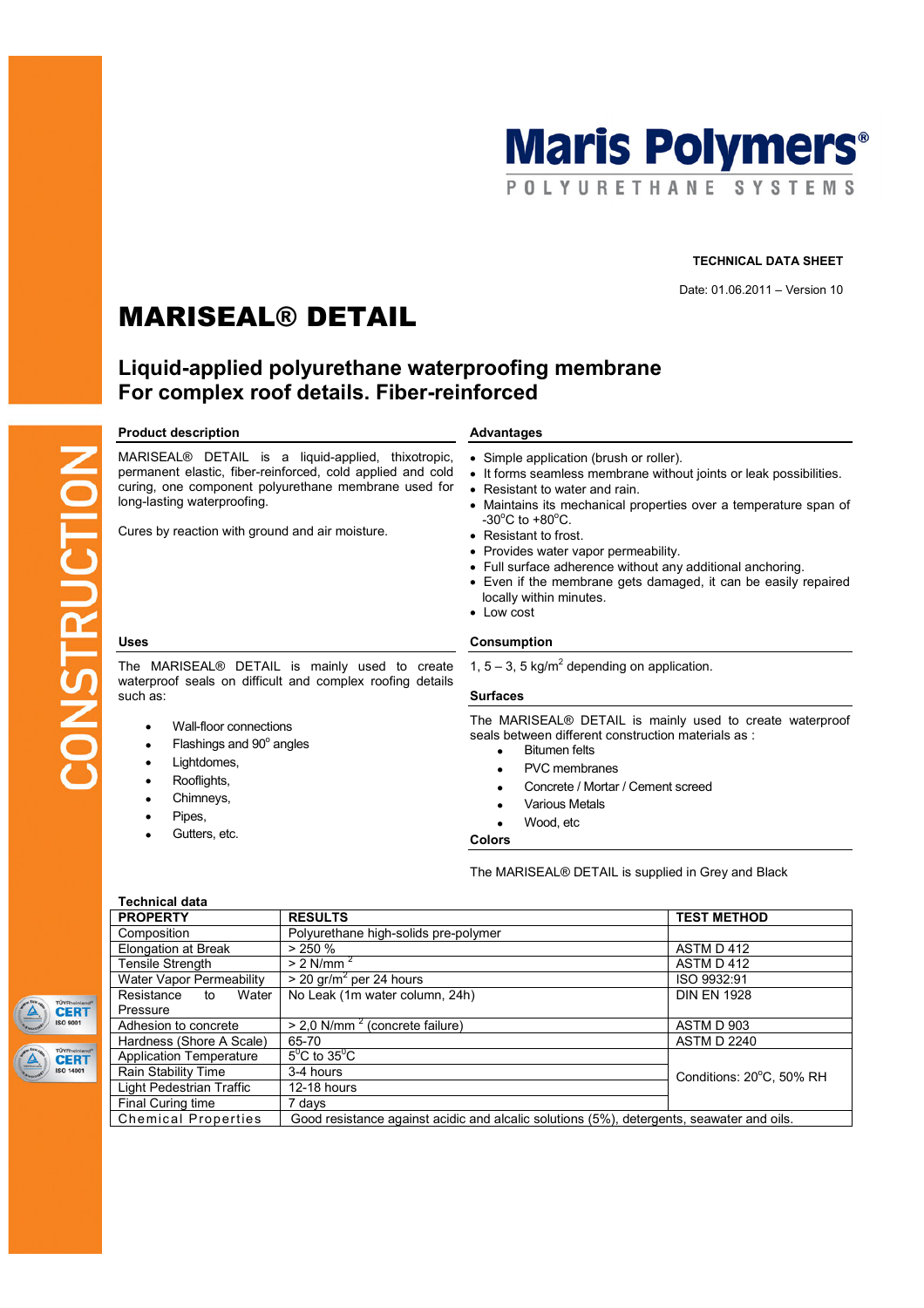Maris Polymers®
POLYURETHANE SYSTEMS

TECHNICAL DATA SHEET

Date: 01.06.2011 – Version 10

# MARISEAL® DETAIL

## Liquid-applied polyurethane waterproofing membrane
## For complex roof details. Fiber-reinforced

### Product description

MARISEAL® DETAIL is a liquid-applied, thixotropic, permanent elastic, fiber-reinforced, cold applied and cold curing, one component polyurethane membrane used for long-lasting waterproofing.

Cures by reaction with ground and air moisture.

### Advantages

- Simple application (brush or roller).
- It forms seamless membrane without joints or leak possibilities.
- Resistant to water and rain.
- Maintains its mechanical properties over a temperature span of -30°C to +80°C.
- Resistant to frost.
- Provides water vapor permeability.
- Full surface adherence without any additional anchoring.
- Even if the membrane gets damaged, it can be easily repaired locally within minutes.
- Low cost

### Uses

The MARISEAL® DETAIL is mainly used to create waterproof seals on difficult and complex roofing details such as:

- Wall-floor connections
- Flashings and 90° angles
- Lightdomes,
- Rooflights,
- Chimneys,
- Pipes,
- Gutters, etc.

### Consumption

1, 5 – 3, 5 kg/m² depending on application.

### Surfaces

The MARISEAL® DETAIL is mainly used to create waterproof seals between different construction materials as :

- Bitumen felts
- PVC membranes
- Concrete / Mortar / Cement screed
- Various Metals
- Wood, etc

### Colors

The MARISEAL® DETAIL is supplied in Grey and Black

### Technical data

| PROPERTY | RESULTS | TEST METHOD |
|---|---|---|
| Composition | Polyurethane high-solids pre-polymer | |
| Elongation at Break | > 250 % | ASTM D 412 |
| Tensile Strength | > 2 N/mm² | ASTM D 412 |
| Water Vapor Permeability | > 20 gr/m² per 24 hours | ISO 9932:91 |
| Resistance to Water Pressure | No Leak (1m water column, 24h) | DIN EN 1928 |
| Adhesion to concrete | > 2,0 N/mm² (concrete failure) | ASTM D 903 |
| Hardness (Shore A Scale) | 65-70 | ASTM D 2240 |
| Application Temperature | 5°C to 35°C | Conditions: 20°C, 50% RH |
| Rain Stability Time | 3-4 hours | |
| Light Pedestrian Traffic | 12-18 hours | |
| Final Curing time | 7 days | |
| Chemical Properties | Good resistance against acidic and alcalic solutions (5%), detergents, seawater and oils. | |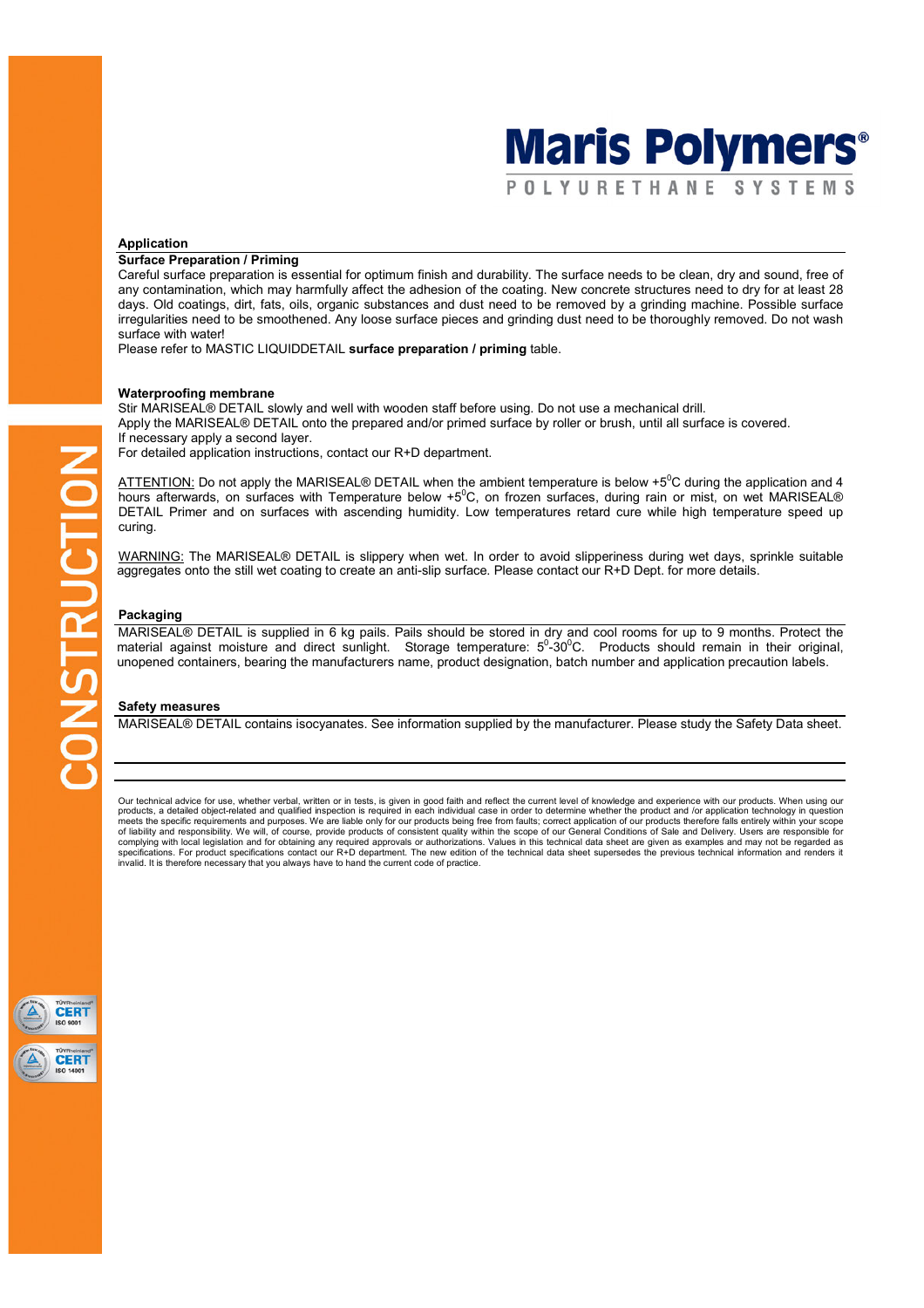## Application

### Surface Preparation / Priming

Careful surface preparation is essential for optimum finish and durability. The surface needs to be clean, dry and sound, free of any contamination, which may harmfully affect the adhesion of the coating. New concrete structures need to dry for at least 28 days. Old coatings, dirt, fats, oils, organic substances and dust need to be removed by a grinding machine. Possible surface irregularities need to be smoothened. Any loose surface pieces and grinding dust need to be thoroughly removed. Do not wash surface with water!

Please refer to MASTIC LIQUIDDETAIL **surface preparation / priming** table.

### Waterproofing membrane

Stir MARISEAL® DETAIL slowly and well with wooden staff before using. Do not use a mechanical drill.
Apply the MARISEAL® DETAIL onto the prepared and/or primed surface by roller or brush, until all surface is covered.
If necessary apply a second layer.
For detailed application instructions, contact our R+D department.

ATTENTION: Do not apply the MARISEAL® DETAIL when the ambient temperature is below $+5^0$C during the application and 4 hours afterwards, on surfaces with Temperature below $+5^0$C, on frozen surfaces, during rain or mist, on wet MARISEAL® DETAIL Primer and on surfaces with ascending humidity. Low temperatures retard cure while high temperature speed up curing.

WARNING: The MARISEAL® DETAIL is slippery when wet. In order to avoid slipperiness during wet days, sprinkle suitable aggregates onto the still wet coating to create an anti-slip surface. Please contact our R+D Dept. for more details.

## Packaging

MARISEAL® DETAIL is supplied in 6 kg pails. Pails should be stored in dry and cool rooms for up to 9 months. Protect the material against moisture and direct sunlight. Storage temperature: $5^0$-$30^0$C. Products should remain in their original, unopened containers, bearing the manufacturers name, product designation, batch number and application precaution labels.

## Safety measures

MARISEAL® DETAIL contains isocyanates. See information supplied by the manufacturer. Please study the Safety Data sheet.

---

Our technical advice for use, whether verbal, written or in tests, is given in good faith and reflect the current level of knowledge and experience with our products. When using our products, a detailed object-related and qualified inspection is required in each individual case in order to determine whether the product and /or application technology in question meets the specific requirements and purposes. We are liable only for our products being free from faults; correct application of our products therefore falls entirely within your scope of liability and responsibility. We will, of course, provide products of consistent quality within the scope of our General Conditions of Sale and Delivery. Users are responsible for complying with local legislation and for obtaining any required approvals or authorizations. Values in this technical data sheet are given as examples and may not be regarded as specifications. For product specifications contact our R+D department. The new edition of the technical data sheet supersedes the previous technical information and renders it invalid. It is therefore necessary that you always have to hand the current code of practice.